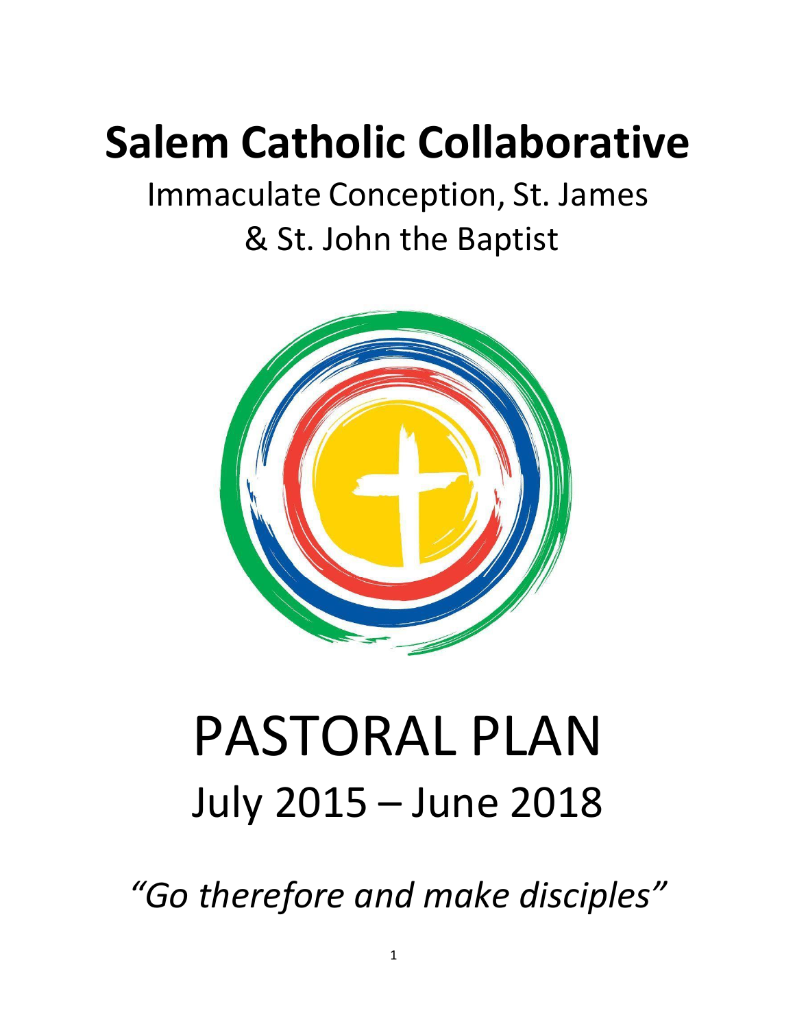# Salem Catholic Collaborative

Immaculate Conception, St. James
& St. John the Baptist

# PASTORAL PLAN

July 2015 – June 2018

*"Go therefore and make disciples"*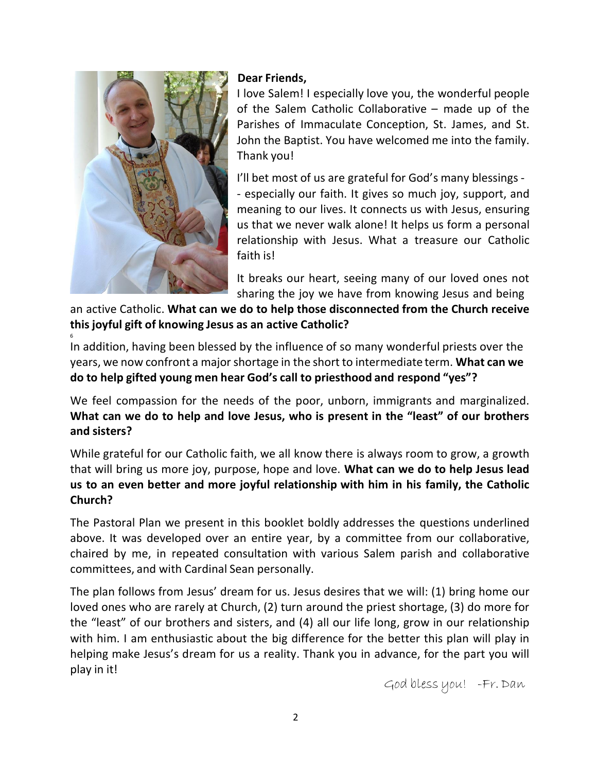**Dear Friends,**

I love Salem! I especially love you, the wonderful people of the Salem Catholic Collaborative – made up of the Parishes of Immaculate Conception, St. James, and St. John the Baptist. You have welcomed me into the family. Thank you!

I'll bet most of us are grateful for God's many blessings -- especially our faith. It gives so much joy, support, and meaning to our lives. It connects us with Jesus, ensuring us that we never walk alone! It helps us form a personal relationship with Jesus. What a treasure our Catholic faith is!

It breaks our heart, seeing many of our loved ones not sharing the joy we have from knowing Jesus and being an active Catholic. **What can we do to help those disconnected from the Church receive this joyful gift of knowing Jesus as an active Catholic?**

In addition, having been blessed by the influence of so many wonderful priests over the years, we now confront a major shortage in the short to intermediate term. **What can we do to help gifted young men hear God's call to priesthood and respond "yes"?**

We feel compassion for the needs of the poor, unborn, immigrants and marginalized. **What can we do to help and love Jesus, who is present in the "least" of our brothers and sisters?**

While grateful for our Catholic faith, we all know there is always room to grow, a growth that will bring us more joy, purpose, hope and love. **What can we do to help Jesus lead us to an even better and more joyful relationship with him in his family, the Catholic Church?**

The Pastoral Plan we present in this booklet boldly addresses the questions underlined above. It was developed over an entire year, by a committee from our collaborative, chaired by me, in repeated consultation with various Salem parish and collaborative committees, and with Cardinal Sean personally.

The plan follows from Jesus' dream for us. Jesus desires that we will: (1) bring home our loved ones who are rarely at Church, (2) turn around the priest shortage, (3) do more for the "least" of our brothers and sisters, and (4) all our life long, grow in our relationship with him. I am enthusiastic about the big difference for the better this plan will play in helping make Jesus's dream for us a reality. Thank you in advance, for the part you will play in it!

*God bless you! -Fr. Dan*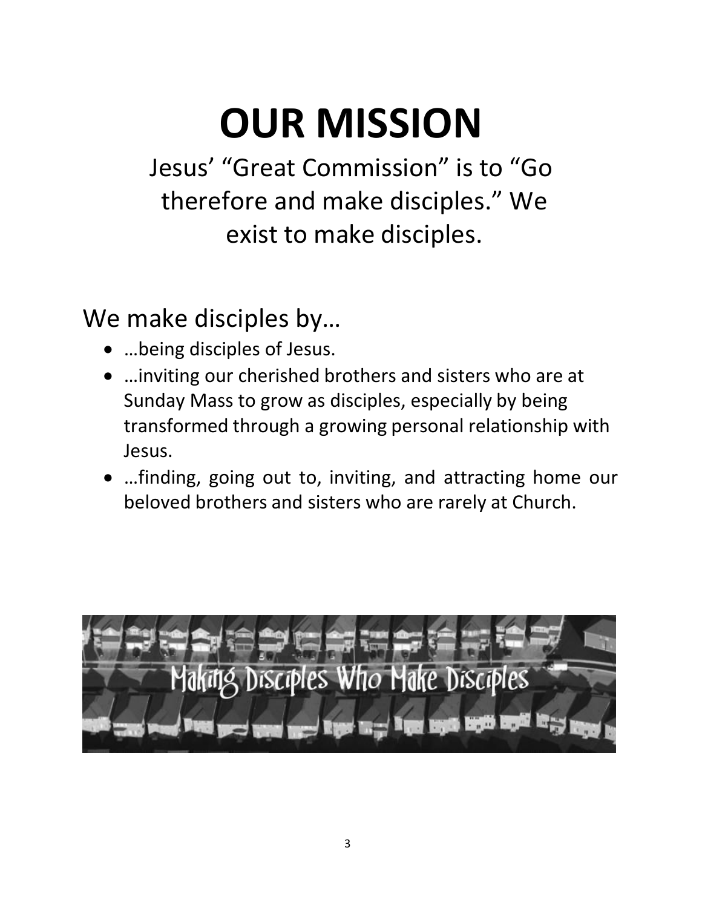# OUR MISSION

Jesus' "Great Commission" is to "Go therefore and make disciples." We exist to make disciples.

## We make disciples by…

- …being disciples of Jesus.
- …inviting our cherished brothers and sisters who are at Sunday Mass to grow as disciples, especially by being transformed through a growing personal relationship with Jesus.
- …finding, going out to, inviting, and attracting home our beloved brothers and sisters who are rarely at Church.

Making Disciples Who Make Disciples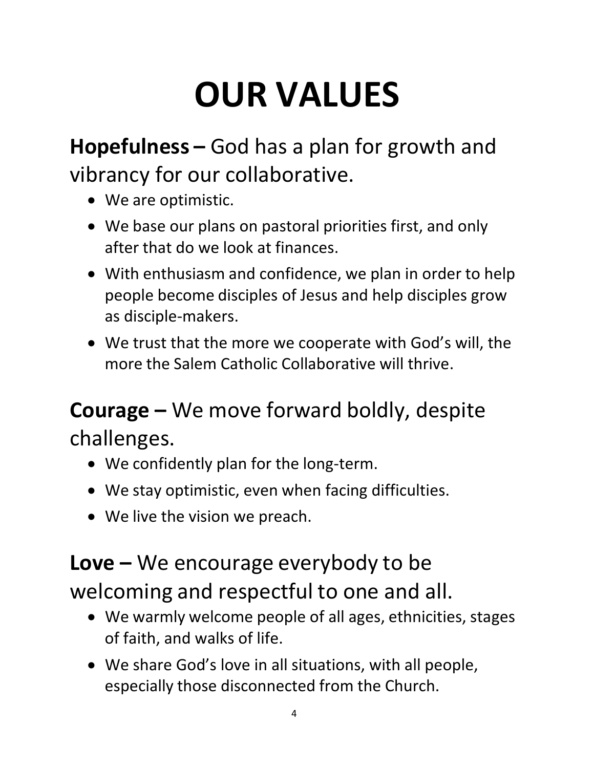# OUR VALUES

**Hopefulness –** God has a plan for growth and vibrancy for our collaborative.

- We are optimistic.
- We base our plans on pastoral priorities first, and only after that do we look at finances.
- With enthusiasm and confidence, we plan in order to help people become disciples of Jesus and help disciples grow as disciple-makers.
- We trust that the more we cooperate with God's will, the more the Salem Catholic Collaborative will thrive.

**Courage –** We move forward boldly, despite challenges.

- We confidently plan for the long-term.
- We stay optimistic, even when facing difficulties.
- We live the vision we preach.

**Love –** We encourage everybody to be welcoming and respectful to one and all.

- We warmly welcome people of all ages, ethnicities, stages of faith, and walks of life.
- We share God's love in all situations, with all people, especially those disconnected from the Church.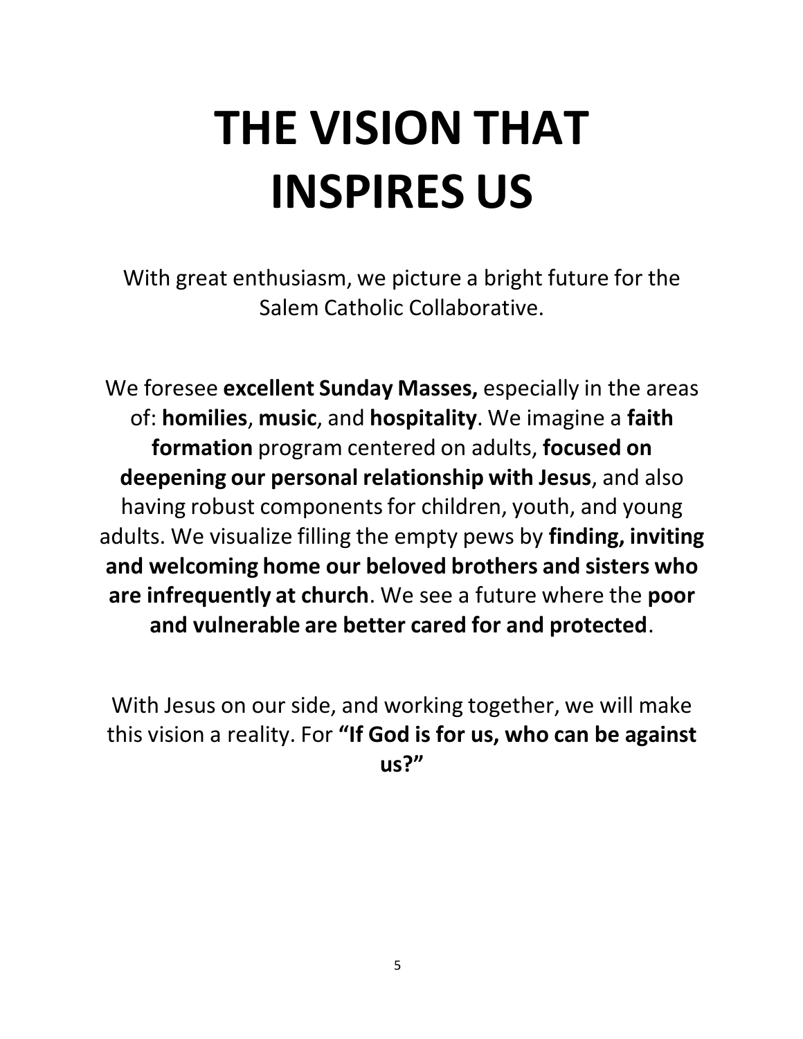# THE VISION THAT INSPIRES US

With great enthusiasm, we picture a bright future for the Salem Catholic Collaborative.

We foresee **excellent Sunday Masses,** especially in the areas of: **homilies**, **music**, and **hospitality**. We imagine a **faith formation** program centered on adults, **focused on deepening our personal relationship with Jesus**, and also having robust components for children, youth, and young adults. We visualize filling the empty pews by **finding, inviting and welcoming home our beloved brothers and sisters who are infrequently at church**. We see a future where the **poor and vulnerable are better cared for and protected**.

With Jesus on our side, and working together, we will make this vision a reality. For **"If God is for us, who can be against us?"**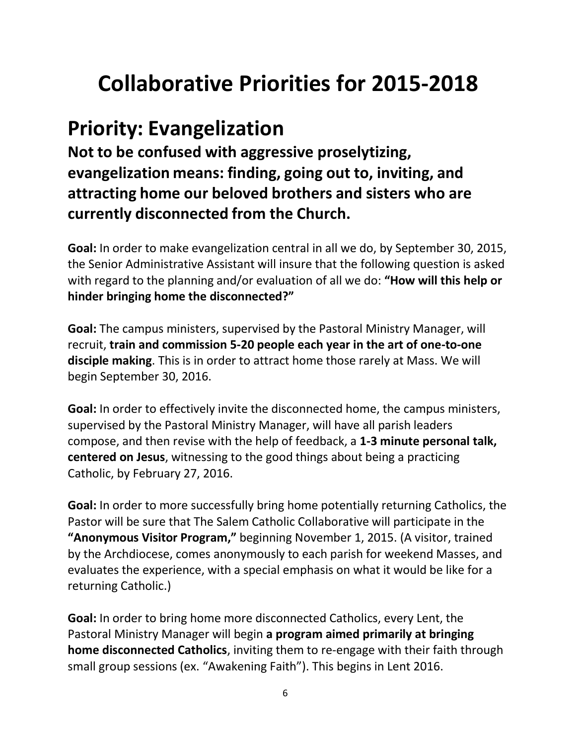# Collaborative Priorities for 2015-2018

## Priority: Evangelization

### Not to be confused with aggressive proselytizing, evangelization means: finding, going out to, inviting, and attracting home our beloved brothers and sisters who are currently disconnected from the Church.

**Goal:** In order to make evangelization central in all we do, by September 30, 2015, the Senior Administrative Assistant will insure that the following question is asked with regard to the planning and/or evaluation of all we do: **"How will this help or hinder bringing home the disconnected?"**

**Goal:** The campus ministers, supervised by the Pastoral Ministry Manager, will recruit, **train and commission 5-20 people each year in the art of one-to-one disciple making**. This is in order to attract home those rarely at Mass. We will begin September 30, 2016.

**Goal:** In order to effectively invite the disconnected home, the campus ministers, supervised by the Pastoral Ministry Manager, will have all parish leaders compose, and then revise with the help of feedback, a **1-3 minute personal talk, centered on Jesus**, witnessing to the good things about being a practicing Catholic, by February 27, 2016.

**Goal:** In order to more successfully bring home potentially returning Catholics, the Pastor will be sure that The Salem Catholic Collaborative will participate in the **"Anonymous Visitor Program,"** beginning November 1, 2015. (A visitor, trained by the Archdiocese, comes anonymously to each parish for weekend Masses, and evaluates the experience, with a special emphasis on what it would be like for a returning Catholic.)

**Goal:** In order to bring home more disconnected Catholics, every Lent, the Pastoral Ministry Manager will begin **a program aimed primarily at bringing home disconnected Catholics**, inviting them to re-engage with their faith through small group sessions (ex. "Awakening Faith"). This begins in Lent 2016.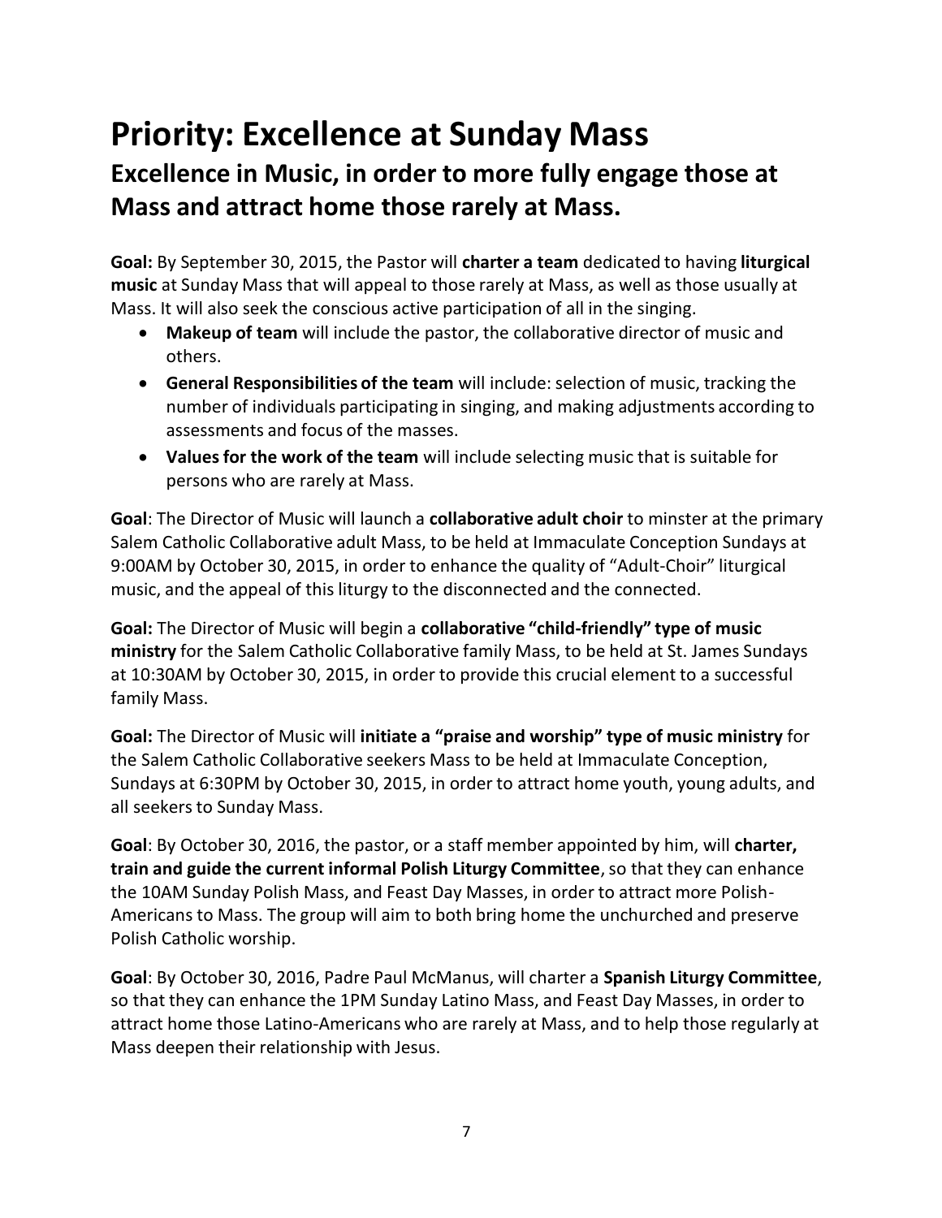# Priority: Excellence at Sunday Mass

## Excellence in Music, in order to more fully engage those at Mass and attract home those rarely at Mass.

**Goal:** By September 30, 2015, the Pastor will **charter a team** dedicated to having **liturgical music** at Sunday Mass that will appeal to those rarely at Mass, as well as those usually at Mass. It will also seek the conscious active participation of all in the singing.

- **Makeup of team** will include the pastor, the collaborative director of music and others.
- **General Responsibilities of the team** will include: selection of music, tracking the number of individuals participating in singing, and making adjustments according to assessments and focus of the masses.
- **Values for the work of the team** will include selecting music that is suitable for persons who are rarely at Mass.

**Goal**: The Director of Music will launch a **collaborative adult choir** to minster at the primary Salem Catholic Collaborative adult Mass, to be held at Immaculate Conception Sundays at 9:00AM by October 30, 2015, in order to enhance the quality of "Adult-Choir" liturgical music, and the appeal of this liturgy to the disconnected and the connected.

**Goal:** The Director of Music will begin a **collaborative "child-friendly" type of music ministry** for the Salem Catholic Collaborative family Mass, to be held at St. James Sundays at 10:30AM by October 30, 2015, in order to provide this crucial element to a successful family Mass.

**Goal:** The Director of Music will **initiate a "praise and worship" type of music ministry** for the Salem Catholic Collaborative seekers Mass to be held at Immaculate Conception, Sundays at 6:30PM by October 30, 2015, in order to attract home youth, young adults, and all seekers to Sunday Mass.

**Goal**: By October 30, 2016, the pastor, or a staff member appointed by him, will **charter, train and guide the current informal Polish Liturgy Committee**, so that they can enhance the 10AM Sunday Polish Mass, and Feast Day Masses, in order to attract more Polish-Americans to Mass. The group will aim to both bring home the unchurched and preserve Polish Catholic worship.

**Goal**: By October 30, 2016, Padre Paul McManus, will charter a **Spanish Liturgy Committee**, so that they can enhance the 1PM Sunday Latino Mass, and Feast Day Masses, in order to attract home those Latino-Americans who are rarely at Mass, and to help those regularly at Mass deepen their relationship with Jesus.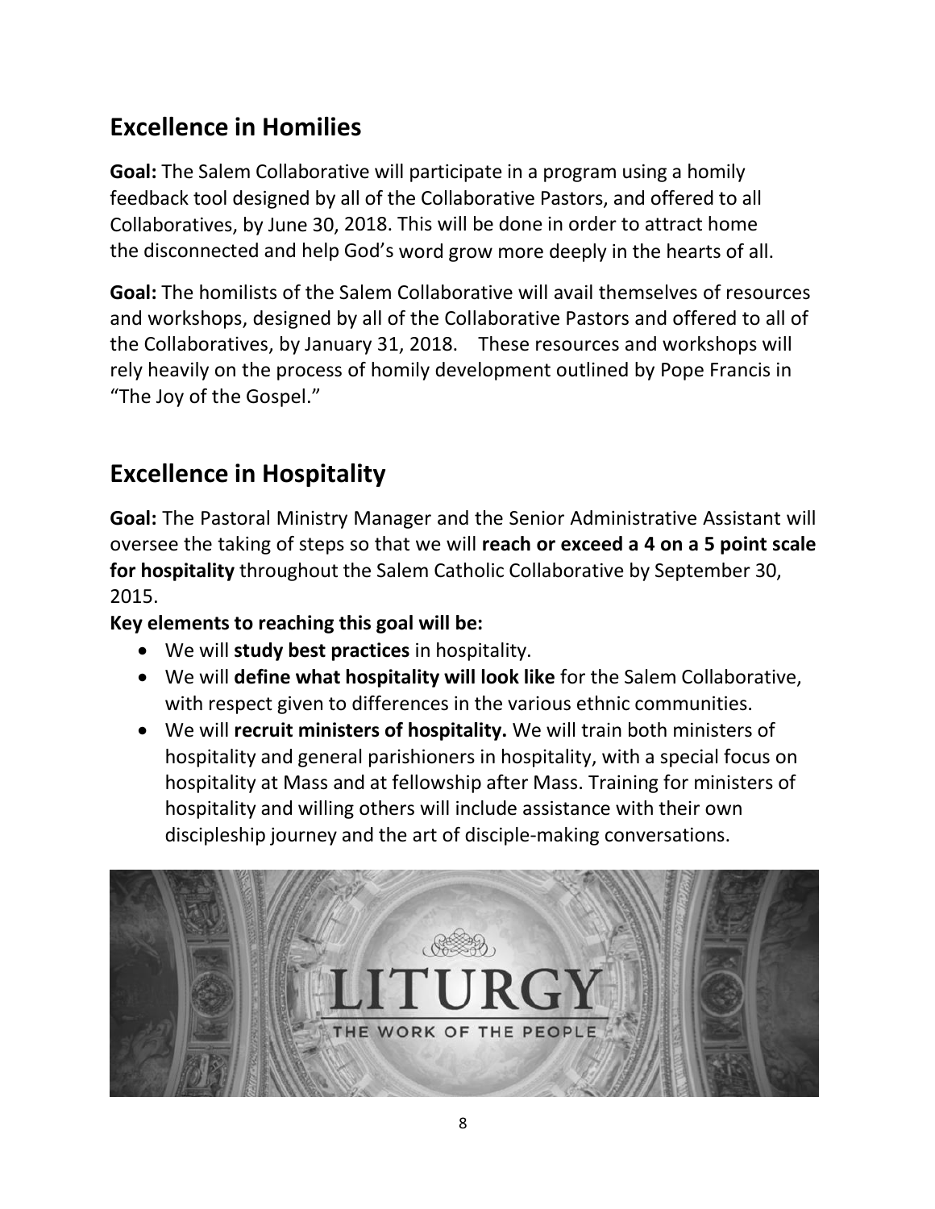## Excellence in Homilies

**Goal:** The Salem Collaborative will participate in a program using a homily feedback tool designed by all of the Collaborative Pastors, and offered to all Collaboratives, by June 30, 2018. This will be done in order to attract home the disconnected and help God's word grow more deeply in the hearts of all.

**Goal:** The homilists of the Salem Collaborative will avail themselves of resources and workshops, designed by all of the Collaborative Pastors and offered to all of the Collaboratives, by January 31, 2018. These resources and workshops will rely heavily on the process of homily development outlined by Pope Francis in "The Joy of the Gospel."

## Excellence in Hospitality

**Goal:** The Pastoral Ministry Manager and the Senior Administrative Assistant will oversee the taking of steps so that we will **reach or exceed a 4 on a 5 point scale for hospitality** throughout the Salem Catholic Collaborative by September 30, 2015.

**Key elements to reaching this goal will be:**

- We will **study best practices** in hospitality.
- We will **define what hospitality will look like** for the Salem Collaborative, with respect given to differences in the various ethnic communities.
- We will **recruit ministers of hospitality.** We will train both ministers of hospitality and general parishioners in hospitality, with a special focus on hospitality at Mass and at fellowship after Mass. Training for ministers of hospitality and willing others will include assistance with their own discipleship journey and the art of disciple-making conversations.

LITURGY

THE WORK OF THE PEOPLE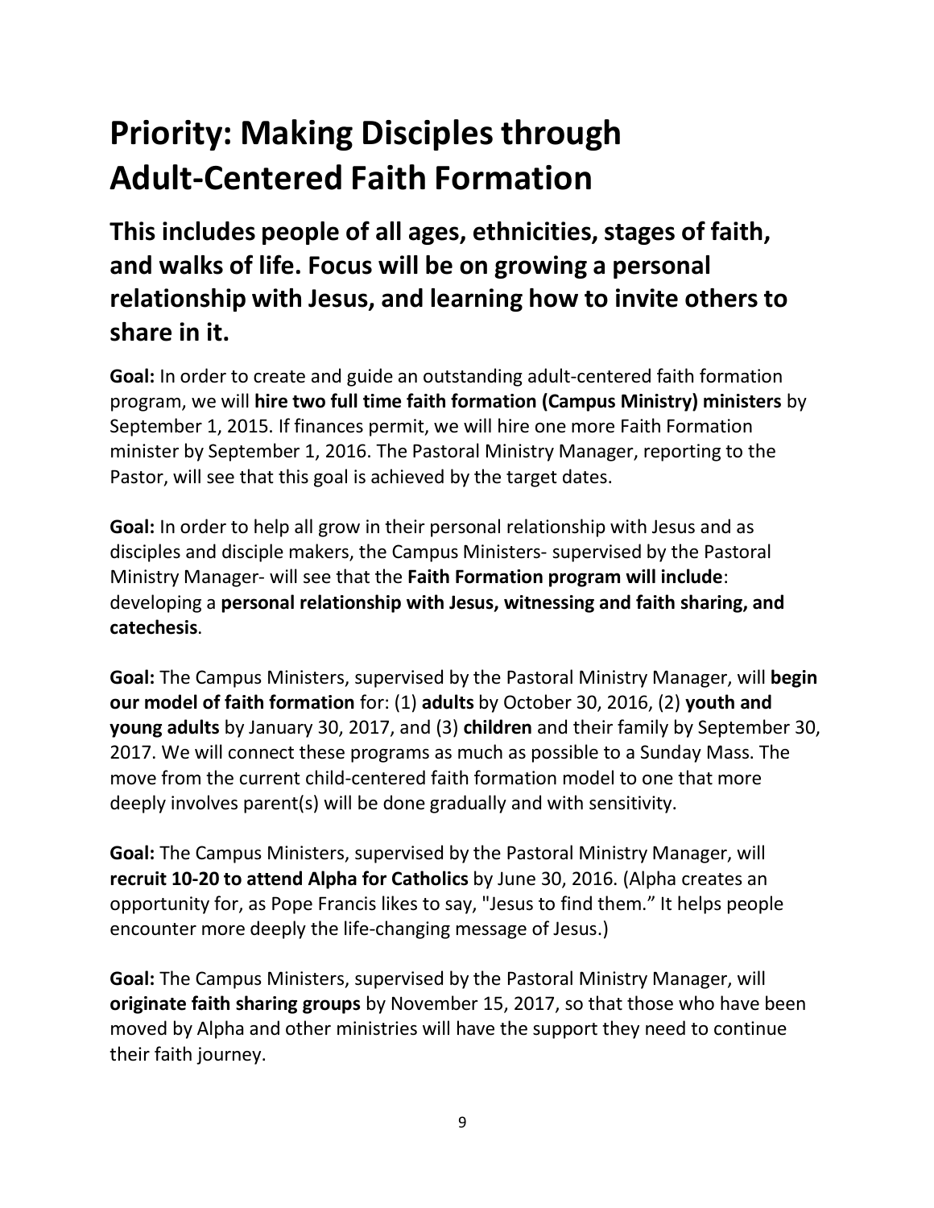# Priority: Making Disciples through Adult-Centered Faith Formation

## This includes people of all ages, ethnicities, stages of faith, and walks of life. Focus will be on growing a personal relationship with Jesus, and learning how to invite others to share in it.

**Goal:** In order to create and guide an outstanding adult-centered faith formation program, we will **hire two full time faith formation (Campus Ministry) ministers** by September 1, 2015. If finances permit, we will hire one more Faith Formation minister by September 1, 2016. The Pastoral Ministry Manager, reporting to the Pastor, will see that this goal is achieved by the target dates.

**Goal:** In order to help all grow in their personal relationship with Jesus and as disciples and disciple makers, the Campus Ministers- supervised by the Pastoral Ministry Manager- will see that the **Faith Formation program will include**: developing a **personal relationship with Jesus, witnessing and faith sharing, and catechesis**.

**Goal:** The Campus Ministers, supervised by the Pastoral Ministry Manager, will **begin our model of faith formation** for: (1) **adults** by October 30, 2016, (2) **youth and young adults** by January 30, 2017, and (3) **children** and their family by September 30, 2017. We will connect these programs as much as possible to a Sunday Mass. The move from the current child-centered faith formation model to one that more deeply involves parent(s) will be done gradually and with sensitivity.

**Goal:** The Campus Ministers, supervised by the Pastoral Ministry Manager, will **recruit 10-20 to attend Alpha for Catholics** by June 30, 2016. (Alpha creates an opportunity for, as Pope Francis likes to say, "Jesus to find them." It helps people encounter more deeply the life-changing message of Jesus.)

**Goal:** The Campus Ministers, supervised by the Pastoral Ministry Manager, will **originate faith sharing groups** by November 15, 2017, so that those who have been moved by Alpha and other ministries will have the support they need to continue their faith journey.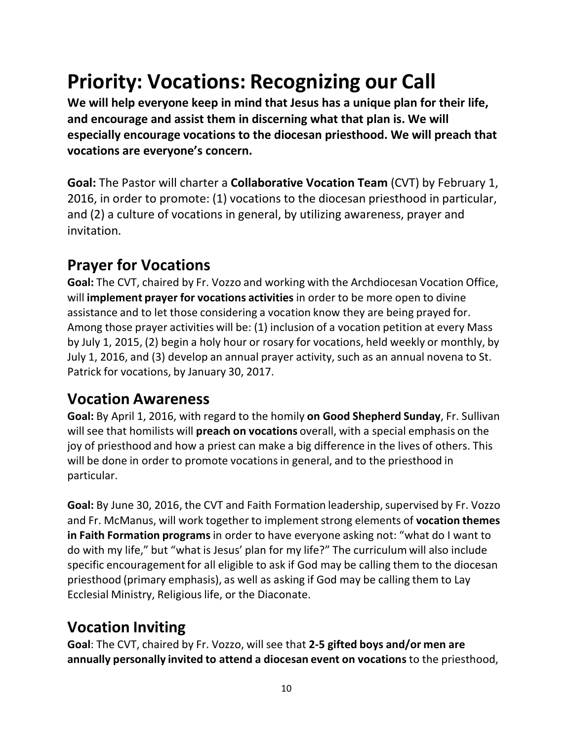# Priority: Vocations: Recognizing our Call

**We will help everyone keep in mind that Jesus has a unique plan for their life, and encourage and assist them in discerning what that plan is. We will especially encourage vocations to the diocesan priesthood. We will preach that vocations are everyone's concern.**

**Goal:** The Pastor will charter a **Collaborative Vocation Team** (CVT) by February 1, 2016, in order to promote: (1) vocations to the diocesan priesthood in particular, and (2) a culture of vocations in general, by utilizing awareness, prayer and invitation.

## Prayer for Vocations

**Goal:** The CVT, chaired by Fr. Vozzo and working with the Archdiocesan Vocation Office, will **implement prayer for vocations activities** in order to be more open to divine assistance and to let those considering a vocation know they are being prayed for. Among those prayer activities will be: (1) inclusion of a vocation petition at every Mass by July 1, 2015, (2) begin a holy hour or rosary for vocations, held weekly or monthly, by July 1, 2016, and (3) develop an annual prayer activity, such as an annual novena to St. Patrick for vocations, by January 30, 2017.

## Vocation Awareness

**Goal:** By April 1, 2016, with regard to the homily **on Good Shepherd Sunday**, Fr. Sullivan will see that homilists will **preach on vocations** overall, with a special emphasis on the joy of priesthood and how a priest can make a big difference in the lives of others. This will be done in order to promote vocations in general, and to the priesthood in particular.

**Goal:** By June 30, 2016, the CVT and Faith Formation leadership, supervised by Fr. Vozzo and Fr. McManus, will work together to implement strong elements of **vocation themes in Faith Formation programs** in order to have everyone asking not: "what do I want to do with my life," but "what is Jesus' plan for my life?" The curriculum will also include specific encouragement for all eligible to ask if God may be calling them to the diocesan priesthood (primary emphasis), as well as asking if God may be calling them to Lay Ecclesial Ministry, Religious life, or the Diaconate.

## Vocation Inviting

**Goal**: The CVT, chaired by Fr. Vozzo, will see that **2-5 gifted boys and/or men are annually personally invited to attend a diocesan event on vocations** to the priesthood,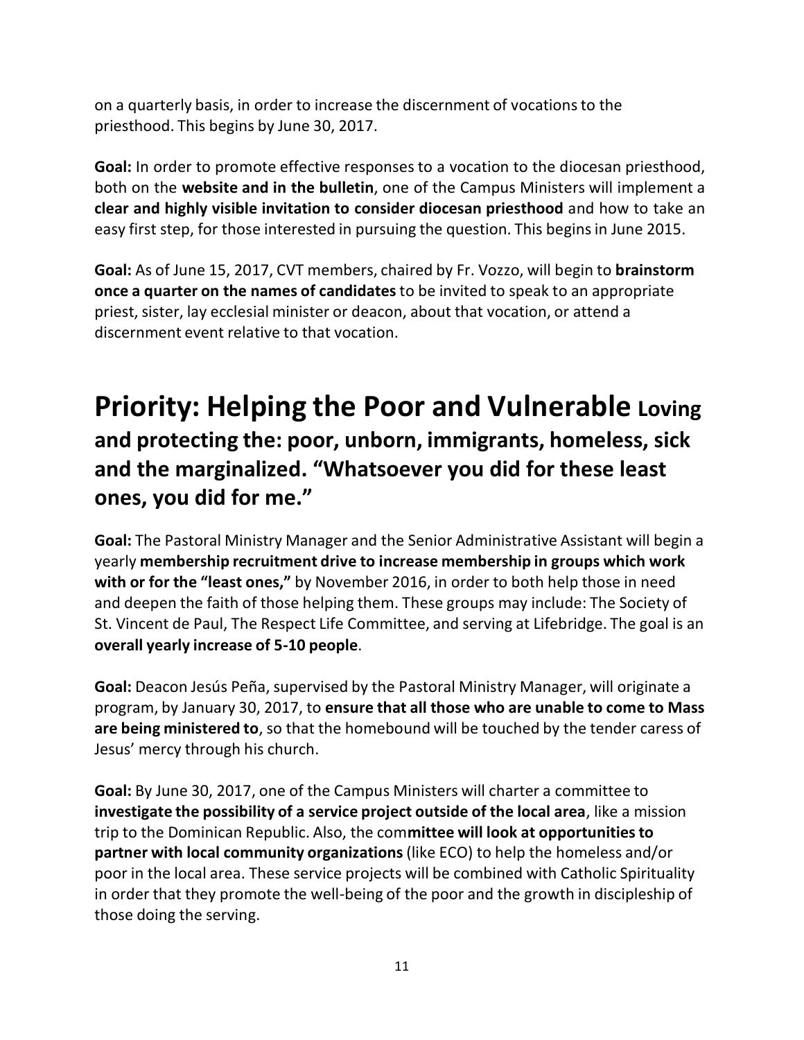on a quarterly basis, in order to increase the discernment of vocations to the priesthood. This begins by June 30, 2017.

**Goal:** In order to promote effective responses to a vocation to the diocesan priesthood, both on the **website and in the bulletin**, one of the Campus Ministers will implement a **clear and highly visible invitation to consider diocesan priesthood** and how to take an easy first step, for those interested in pursuing the question. This begins in June 2015.

**Goal:** As of June 15, 2017, CVT members, chaired by Fr. Vozzo, will begin to **brainstorm once a quarter on the names of candidates** to be invited to speak to an appropriate priest, sister, lay ecclesial minister or deacon, about that vocation, or attend a discernment event relative to that vocation.

# Priority: Helping the Poor and Vulnerable Loving and protecting the: poor, unborn, immigrants, homeless, sick and the marginalized. "Whatsoever you did for these least ones, you did for me."

**Goal:** The Pastoral Ministry Manager and the Senior Administrative Assistant will begin a yearly **membership recruitment drive to increase membership in groups which work with or for the "least ones,"** by November 2016, in order to both help those in need and deepen the faith of those helping them. These groups may include: The Society of St. Vincent de Paul, The Respect Life Committee, and serving at Lifebridge. The goal is an **overall yearly increase of 5-10 people**.

**Goal:** Deacon Jesús Peña, supervised by the Pastoral Ministry Manager, will originate a program, by January 30, 2017, to **ensure that all those who are unable to come to Mass are being ministered to**, so that the homebound will be touched by the tender caress of Jesus' mercy through his church.

**Goal:** By June 30, 2017, one of the Campus Ministers will charter a committee to **investigate the possibility of a service project outside of the local area**, like a mission trip to the Dominican Republic. Also, the com**mittee will look at opportunities to partner with local community organizations** (like ECO) to help the homeless and/or poor in the local area. These service projects will be combined with Catholic Spirituality in order that they promote the well-being of the poor and the growth in discipleship of those doing the serving.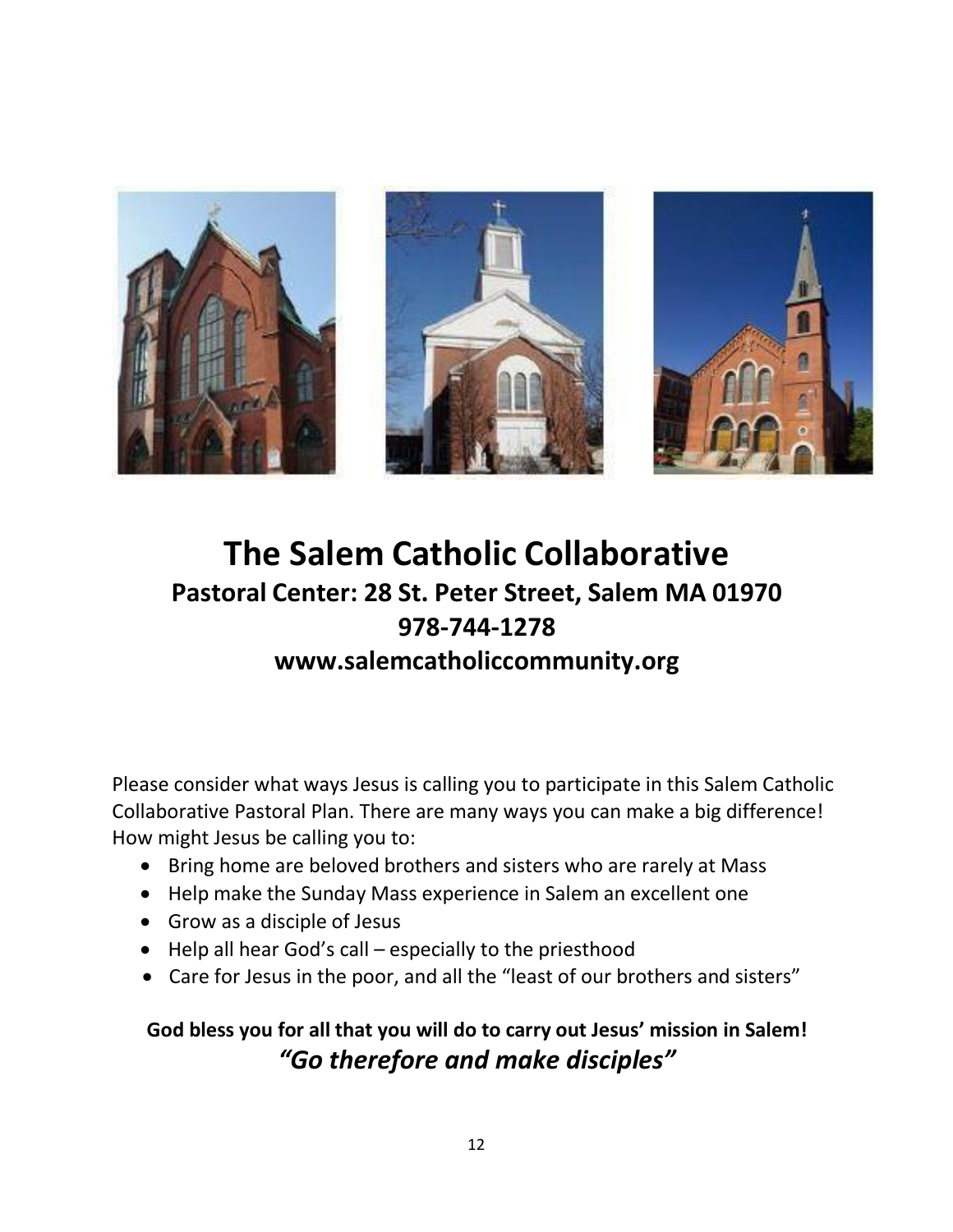# The Salem Catholic Collaborative

## Pastoral Center: 28 St. Peter Street, Salem MA 01970

## 978-744-1278

## www.salemcatholiccommunity.org

Please consider what ways Jesus is calling you to participate in this Salem Catholic Collaborative Pastoral Plan. There are many ways you can make a big difference! How might Jesus be calling you to:

- Bring home are beloved brothers and sisters who are rarely at Mass
- Help make the Sunday Mass experience in Salem an excellent one
- Grow as a disciple of Jesus
- Help all hear God's call – especially to the priesthood
- Care for Jesus in the poor, and all the "least of our brothers and sisters"

**God bless you for all that you will do to carry out Jesus' mission in Salem!**

***"Go therefore and make disciples"***